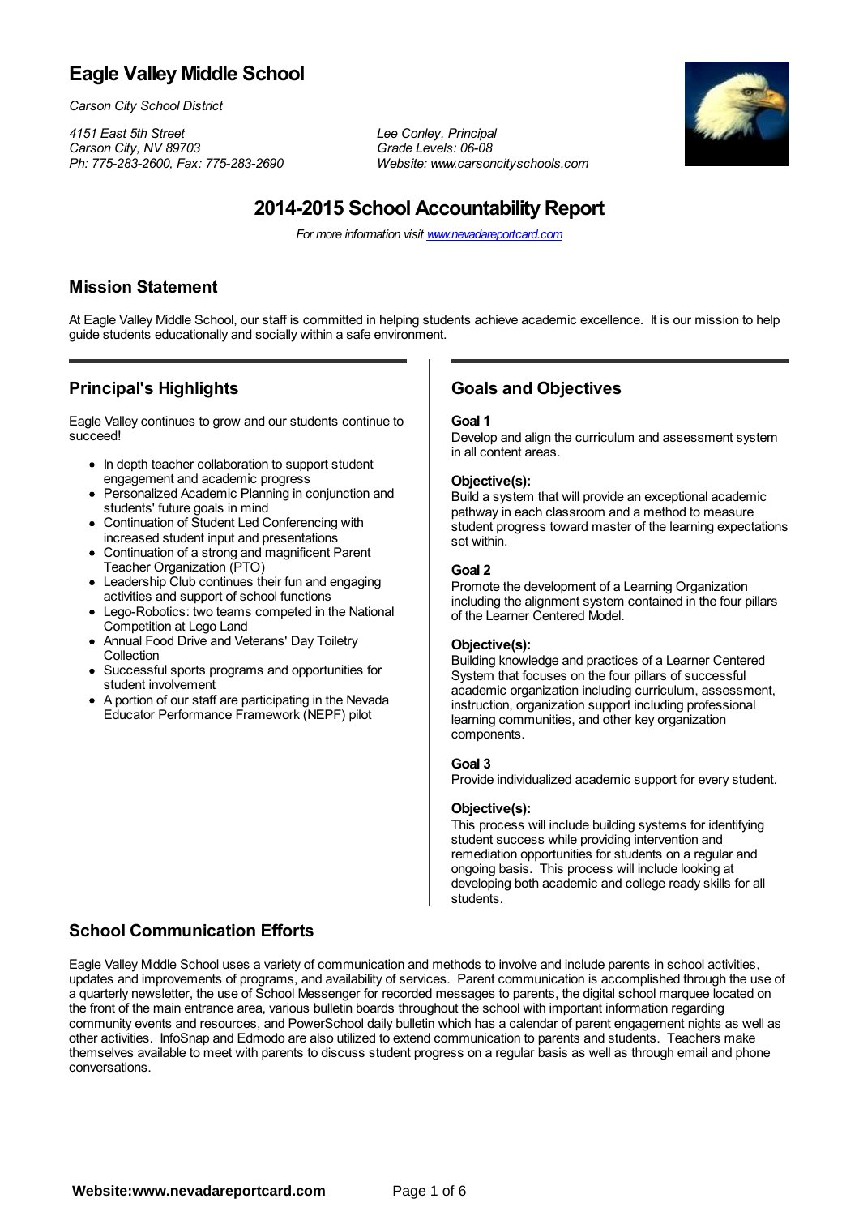# Eagle Valley Middle School

*Carson City School District*

*4151 East 5th Street*
*Carson City, NV 89703*
*Ph: 775-283-2600, Fax: 775-283-2690*

*Lee Conley, Principal*
*Grade Levels: 06-08*
*Website: www.carsoncityschools.com*

## 2014-2015 School Accountability Report

*For more information visit www.nevadareportcard.com*

## Mission Statement

At Eagle Valley Middle School, our staff is committed in helping students achieve academic excellence. It is our mission to help guide students educationally and socially within a safe environment.

## Principal's Highlights

Eagle Valley continues to grow and our students continue to succeed!

- In depth teacher collaboration to support student engagement and academic progress
- Personalized Academic Planning in conjunction and students' future goals in mind
- Continuation of Student Led Conferencing with increased student input and presentations
- Continuation of a strong and magnificent Parent Teacher Organization (PTO)
- Leadership Club continues their fun and engaging activities and support of school functions
- Lego-Robotics: two teams competed in the National Competition at Lego Land
- Annual Food Drive and Veterans' Day Toiletry Collection
- Successful sports programs and opportunities for student involvement
- A portion of our staff are participating in the Nevada Educator Performance Framework (NEPF) pilot

## Goals and Objectives

**Goal 1**
Develop and align the curriculum and assessment system in all content areas.

**Objective(s):**
Build a system that will provide an exceptional academic pathway in each classroom and a method to measure student progress toward master of the learning expectations set within.

**Goal 2**
Promote the development of a Learning Organization including the alignment system contained in the four pillars of the Learner Centered Model.

**Objective(s):**
Building knowledge and practices of a Learner Centered System that focuses on the four pillars of successful academic organization including curriculum, assessment, instruction, organization support including professional learning communities, and other key organization components.

**Goal 3**
Provide individualized academic support for every student.

**Objective(s):**
This process will include building systems for identifying student success while providing intervention and remediation opportunities for students on a regular and ongoing basis. This process will include looking at developing both academic and college ready skills for all students.

## School Communication Efforts

Eagle Valley Middle School uses a variety of communication and methods to involve and include parents in school activities, updates and improvements of programs, and availability of services. Parent communication is accomplished through the use of a quarterly newsletter, the use of School Messenger for recorded messages to parents, the digital school marquee located on the front of the main entrance area, various bulletin boards throughout the school with important information regarding community events and resources, and PowerSchool daily bulletin which has a calendar of parent engagement nights as well as other activities. InfoSnap and Edmodo are also utilized to extend communication to parents and students. Teachers make themselves available to meet with parents to discuss student progress on a regular basis as well as through email and phone conversations.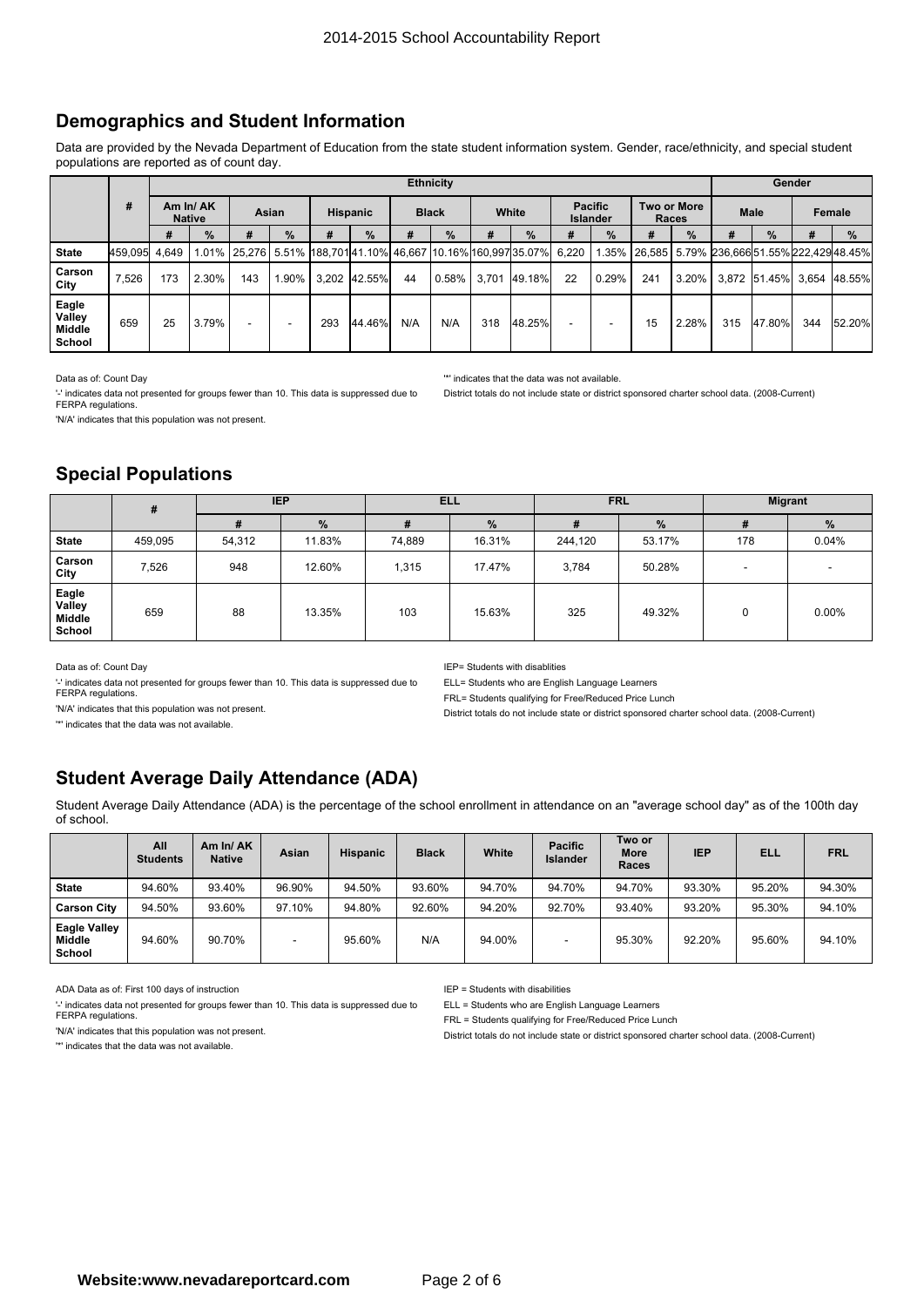## Demographics and Student Information

Data are provided by the Nevada Department of Education from the state student information system. Gender, race/ethnicity, and special student populations are reported as of count day.

| | # | Ethnicity | | | | | | | | | | | | | | Gender | | | |
|---|---|---|---|---|---|---|---|---|---|---|---|---|---|---|---|---|---|---|---|
| | | Am In/ AK Native | | Asian | | Hispanic | | Black | | White | | Pacific Islander | | Two or More Races | | Male | | Female | |
| | | # | % | # | % | # | % | # | % | # | % | # | % | # | % | # | % | # | % |
| **State** | 459,095 | 4,649 | 1.01% | 25,276 | 5.51% | 188,701 | 41.10% | 46,667 | 10.16% | 160,997 | 35.07% | 6,220 | 1.35% | 26,585 | 5.79% | 236,666 | 51.55% | 222,429 | 48.45% |
| **Carson City** | 7,526 | 173 | 2.30% | 143 | 1.90% | 3,202 | 42.55% | 44 | 0.58% | 3,701 | 49.18% | 22 | 0.29% | 241 | 3.20% | 3,872 | 51.45% | 3,654 | 48.55% |
| **Eagle Valley Middle School** | 659 | 25 | 3.79% | - | - | 293 | 44.46% | N/A | N/A | 318 | 48.25% | - | - | 15 | 2.28% | 315 | 47.80% | 344 | 52.20% |

Data as of: Count Day

'-' indicates data not presented for groups fewer than 10. This data is suppressed due to FERPA regulations.

'N/A' indicates that this population was not present.

'*' indicates that the data was not available.

District totals do not include state or district sponsored charter school data. (2008-Current)

## Special Populations

| | # | IEP | | ELL | | FRL | | Migrant | |
|---|---|---|---|---|---|---|---|---|---|
| | | # | % | # | % | # | % | # | % |
| **State** | 459,095 | 54,312 | 11.83% | 74,889 | 16.31% | 244,120 | 53.17% | 178 | 0.04% |
| **Carson City** | 7,526 | 948 | 12.60% | 1,315 | 17.47% | 3,784 | 50.28% | - | - |
| **Eagle Valley Middle School** | 659 | 88 | 13.35% | 103 | 15.63% | 325 | 49.32% | 0 | 0.00% |

Data as of: Count Day

'-' indicates data not presented for groups fewer than 10. This data is suppressed due to FERPA regulations.

'N/A' indicates that this population was not present.

'*' indicates that the data was not available.

IEP= Students with disablities

ELL= Students who are English Language Learners

FRL= Students qualifying for Free/Reduced Price Lunch

District totals do not include state or district sponsored charter school data. (2008-Current)

## Student Average Daily Attendance (ADA)

Student Average Daily Attendance (ADA) is the percentage of the school enrollment in attendance on an "average school day" as of the 100th day of school.

| | All Students | Am In/ AK Native | Asian | Hispanic | Black | White | Pacific Islander | Two or More Races | IEP | ELL | FRL |
|---|---|---|---|---|---|---|---|---|---|---|---|
| **State** | 94.60% | 93.40% | 96.90% | 94.50% | 93.60% | 94.70% | 94.70% | 94.70% | 93.30% | 95.20% | 94.30% |
| **Carson City** | 94.50% | 93.60% | 97.10% | 94.80% | 92.60% | 94.20% | 92.70% | 93.40% | 93.20% | 95.30% | 94.10% |
| **Eagle Valley Middle School** | 94.60% | 90.70% | - | 95.60% | N/A | 94.00% | - | 95.30% | 92.20% | 95.60% | 94.10% |

ADA Data as of: First 100 days of instruction

'-' indicates data not presented for groups fewer than 10. This data is suppressed due to FERPA regulations.

'N/A' indicates that this population was not present.

'*' indicates that the data was not available.

IEP = Students with disabilities

ELL = Students who are English Language Learners

FRL = Students qualifying for Free/Reduced Price Lunch

District totals do not include state or district sponsored charter school data. (2008-Current)

**Website:www.nevadareportcard.com**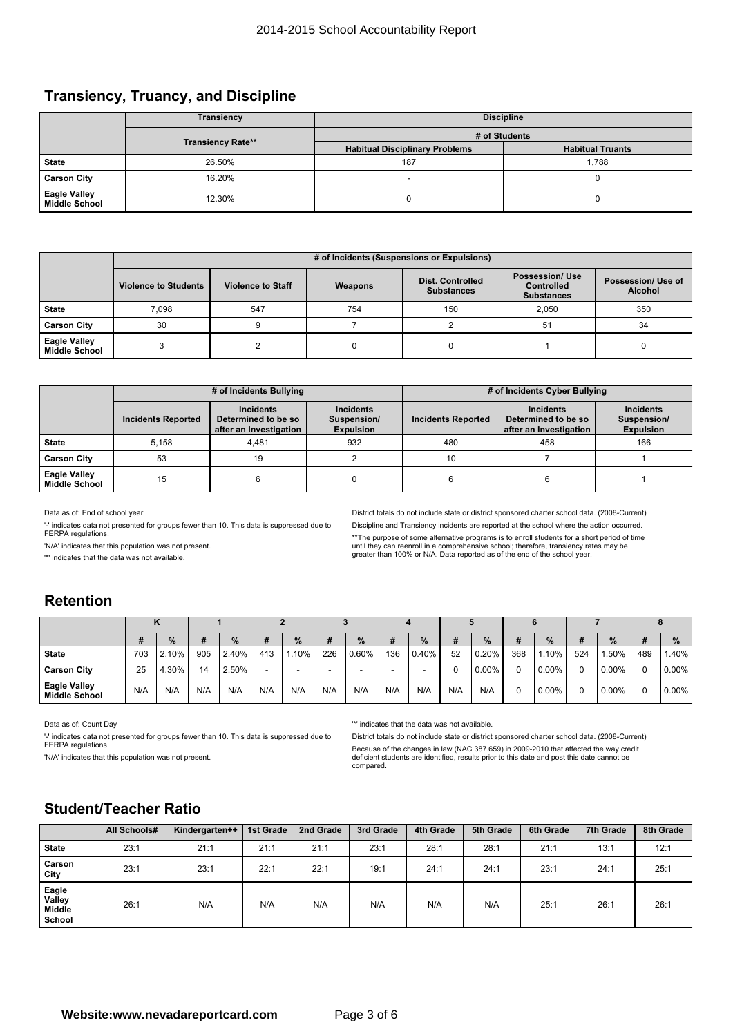## Transiency, Truancy, and Discipline

| | Transiency | Discipline | |
|---|---|---|---|
| | | # of Students | |
| | Transiency Rate** | Habitual Disciplinary Problems | Habitual Truants |
| **State** | 26.50% | 187 | 1,788 |
| **Carson City** | 16.20% | - | 0 |
| **Eagle Valley Middle School** | 12.30% | 0 | 0 |

| | # of Incidents (Suspensions or Expulsions) | | | | | |
|---|---|---|---|---|---|---|
| | Violence to Students | Violence to Staff | Weapons | Dist. Controlled Substances | Possession/ Use Controlled Substances | Possession/ Use of Alcohol |
| **State** | 7,098 | 547 | 754 | 150 | 2,050 | 350 |
| **Carson City** | 30 | 9 | 7 | 2 | 51 | 34 |
| **Eagle Valley Middle School** | 3 | 2 | 0 | 0 | 1 | 0 |

| | # of Incidents Bullying | | | # of Incidents Cyber Bullying | | |
|---|---|---|---|---|---|---|
| | Incidents Reported | Incidents Determined to be so after an Investigation | Incidents Suspension/ Expulsion | Incidents Reported | Incidents Determined to be so after an Investigation | Incidents Suspension/ Expulsion |
| **State** | 5,158 | 4,481 | 932 | 480 | 458 | 166 |
| **Carson City** | 53 | 19 | 2 | 10 | 7 | 1 |
| **Eagle Valley Middle School** | 15 | 6 | 0 | 6 | 6 | 1 |

Data as of: End of school year

'-' indicates data not presented for groups fewer than 10. This data is suppressed due to FERPA regulations.

'N/A' indicates that this population was not present.

'*' indicates that the data was not available.

District totals do not include state or district sponsored charter school data. (2008-Current)

Discipline and Transiency incidents are reported at the school where the action occurred.

**The purpose of some alternative programs is to enroll students for a short period of time until they can reenroll in a comprehensive school; therefore, transiency rates may be greater than 100% or N/A. Data reported as of the end of the school year.

## Retention

| | K | | 1 | | 2 | | 3 | | 4 | | 5 | | 6 | | 7 | | 8 | |
|---|---|---|---|---|---|---|---|---|---|---|---|---|---|---|---|---|---|---|
| | # | % | # | % | # | % | # | % | # | % | # | % | # | % | # | % | # | % |
| **State** | 703 | 2.10% | 905 | 2.40% | 413 | 1.10% | 226 | 0.60% | 136 | 0.40% | 52 | 0.20% | 368 | 1.10% | 524 | 1.50% | 489 | 1.40% |
| **Carson City** | 25 | 4.30% | 14 | 2.50% | - | - | - | - | - | - | 0 | 0.00% | 0 | 0.00% | 0 | 0.00% | 0 | 0.00% |
| **Eagle Valley Middle School** | N/A | N/A | N/A | N/A | N/A | N/A | N/A | N/A | N/A | N/A | N/A | N/A | 0 | 0.00% | 0 | 0.00% | 0 | 0.00% |

Data as of: Count Day

'-' indicates data not presented for groups fewer than 10. This data is suppressed due to FERPA regulations.

'N/A' indicates that this population was not present.

'*' indicates that the data was not available.

District totals do not include state or district sponsored charter school data. (2008-Current)

Because of the changes in law (NAC 387.659) in 2009-2010 that affected the way credit deficient students are identified, results prior to this date and post this date cannot be compared.

## Student/Teacher Ratio

| | All Schools# | Kindergarten++ | 1st Grade | 2nd Grade | 3rd Grade | 4th Grade | 5th Grade | 6th Grade | 7th Grade | 8th Grade |
|---|---|---|---|---|---|---|---|---|---|---|
| **State** | 23:1 | 21:1 | 21:1 | 21:1 | 23:1 | 28:1 | 28:1 | 21:1 | 13:1 | 12:1 |
| **Carson City** | 23:1 | 23:1 | 22:1 | 22:1 | 19:1 | 24:1 | 24:1 | 23:1 | 24:1 | 25:1 |
| **Eagle Valley Middle School** | 26:1 | N/A | N/A | N/A | N/A | N/A | N/A | 25:1 | 26:1 | 26:1 |

**Website:www.nevadareportcard.com**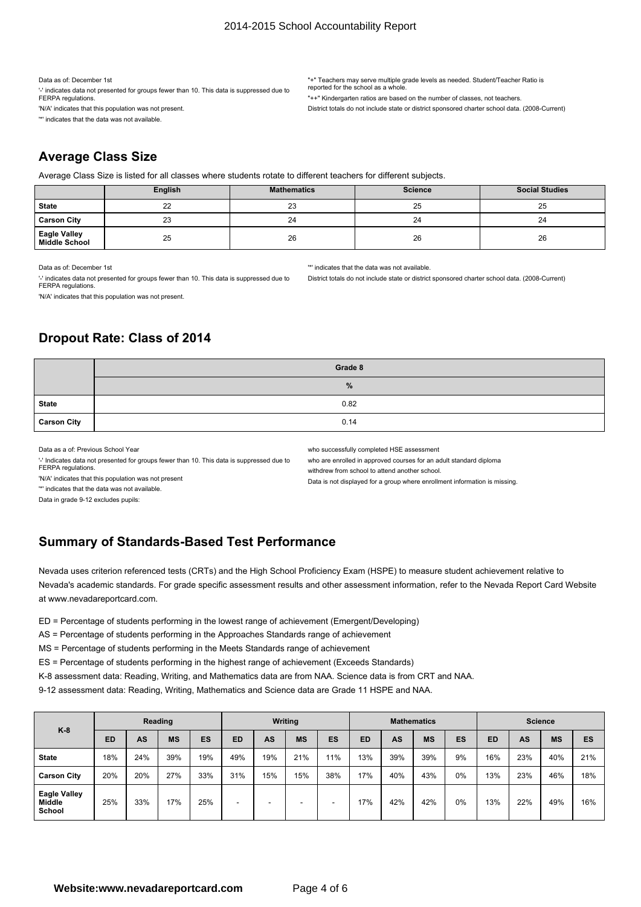Data as of: December 1st

'-' indicates data not presented for groups fewer than 10. This data is suppressed due to FERPA regulations.

'N/A' indicates that this population was not present.

'*' indicates that the data was not available.

"+" Teachers may serve multiple grade levels as needed. Student/Teacher Ratio is reported for the school as a whole.

"++" Kindergarten ratios are based on the number of classes, not teachers.

District totals do not include state or district sponsored charter school data. (2008-Current)

## Average Class Size

Average Class Size is listed for all classes where students rotate to different teachers for different subjects.

| | English | Mathematics | Science | Social Studies |
|---|---|---|---|---|
| **State** | 22 | 23 | 25 | 25 |
| **Carson City** | 23 | 24 | 24 | 24 |
| **Eagle Valley Middle School** | 25 | 26 | 26 | 26 |

Data as of: December 1st

'-' indicates data not presented for groups fewer than 10. This data is suppressed due to FERPA regulations.

'N/A' indicates that this population was not present.

'*' indicates that the data was not available.

District totals do not include state or district sponsored charter school data. (2008-Current)

## Dropout Rate: Class of 2014

| | Grade 8 |
|---|---|
| | **%** |
| **State** | 0.82 |
| **Carson City** | 0.14 |

Data as a of: Previous School Year

'-' Indicates data not presented for groups fewer than 10. This data is suppressed due to FERPA regulations.

'N/A' indicates that this population was not present

'*' indicates that the data was not available.

Data in grade 9-12 excludes pupils:

who successfully completed HSE assessment

who are enrolled in approved courses for an adult standard diploma

withdrew from school to attend another school.

Data is not displayed for a group where enrollment information is missing.

## Summary of Standards-Based Test Performance

Nevada uses criterion referenced tests (CRTs) and the High School Proficiency Exam (HSPE) to measure student achievement relative to Nevada's academic standards. For grade specific assessment results and other assessment information, refer to the Nevada Report Card Website at www.nevadareportcard.com.

ED = Percentage of students performing in the lowest range of achievement (Emergent/Developing)

AS = Percentage of students performing in the Approaches Standards range of achievement

MS = Percentage of students performing in the Meets Standards range of achievement

ES = Percentage of students performing in the highest range of achievement (Exceeds Standards)

K-8 assessment data: Reading, Writing, and Mathematics data are from NAA. Science data is from CRT and NAA.

9-12 assessment data: Reading, Writing, Mathematics and Science data are Grade 11 HSPE and NAA.

| K-8 | Reading | | | | Writing | | | | Mathematics | | | | Science | | | |
|---|---|---|---|---|---|---|---|---|---|---|---|---|---|---|---|---|
| | **ED** | **AS** | **MS** | **ES** | **ED** | **AS** | **MS** | **ES** | **ED** | **AS** | **MS** | **ES** | **ED** | **AS** | **MS** | **ES** |
| **State** | 18% | 24% | 39% | 19% | 49% | 19% | 21% | 11% | 13% | 39% | 39% | 9% | 16% | 23% | 40% | 21% |
| **Carson City** | 20% | 20% | 27% | 33% | 31% | 15% | 15% | 38% | 17% | 40% | 43% | 0% | 13% | 23% | 46% | 18% |
| **Eagle Valley Middle School** | 25% | 33% | 17% | 25% | - | - | - | - | 17% | 42% | 42% | 0% | 13% | 22% | 49% | 16% |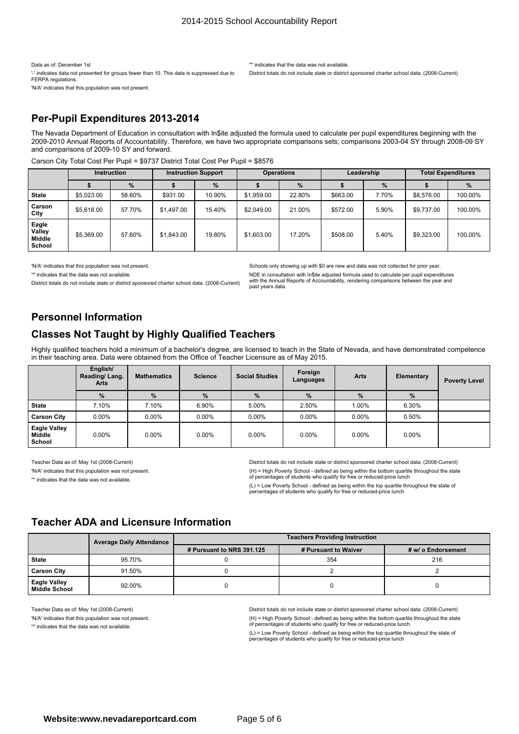Data as of: December 1st

'-' indicates data not presented for groups fewer than 10. This data is suppressed due to FERPA regulations.

'N/A' indicates that this population was not present.

'*' indicates that the data was not available.

District totals do not include state or district sponsored charter school data. (2008-Current)

## Per-Pupil Expenditures 2013-2014

The Nevada Department of Education in consultation with In$ite adjusted the formula used to calculate per pupil expenditures beginning with the 2009-2010 Annual Reports of Accountability. Therefore, we have two appropriate comparisons sets; comparisons 2003-04 SY through 2008-09 SY and comparisons of 2009-10 SY and forward.

Carson City Total Cost Per Pupil = $9737 District Total Cost Per Pupil = $8576

| | Instruction | | Instruction Support | | Operations | | Leadership | | Total Expenditures | |
|---|---|---|---|---|---|---|---|---|---|---|
| | $ | % | $ | % | $ | % | $ | % | $ | % |
| State | $5,023.00 | 58.60% | $931.00 | 10.90% | $1,959.00 | 22.80% | $663.00 | 7.70% | $8,576.00 | 100.00% |
| Carson City | $5,618.00 | 57.70% | $1,497.00 | 15.40% | $2,049.00 | 21.00% | $572.00 | 5.90% | $9,737.00 | 100.00% |
| Eagle Valley Middle School | $5,369.00 | 57.60% | $1,843.00 | 19.80% | $1,603.00 | 17.20% | $508.00 | 5.40% | $9,323.00 | 100.00% |

'N/A' indicates that this population was not present.

'*' indicates that the data was not available.

District totals do not include state or district sponsored charter school data. (2008-Current)

Schools only showing up with $0 are new and data was not collected for prior year.

NDE in consultation with In$ite adjusted formula used to calculate per pupil expenditures with the Annual Reports of Accountability, rendering comparisons between the year and past years data.

## Personnel Information

## Classes Not Taught by Highly Qualified Teachers

Highly qualified teachers hold a minimum of a bachelor's degree, are licensed to teach in the State of Nevada, and have demonstrated competence in their teaching area. Data were obtained from the Office of Teacher Licensure as of May 2015.

| | English/ Reading/ Lang. Arts | Mathematics | Science | Social Studies | Foreign Languages | Arts | Elementary | Poverty Level |
|---|---|---|---|---|---|---|---|---|
| | % | % | % | % | % | % | % | |
| State | 7.10% | 7.10% | 6.90% | 5.00% | 2.50% | 1.00% | 6.30% | |
| Carson City | 0.00% | 0.00% | 0.00% | 0.00% | 0.00% | 0.00% | 0.50% | |
| Eagle Valley Middle School | 0.00% | 0.00% | 0.00% | 0.00% | 0.00% | 0.00% | 0.00% | |

Teacher Data as of: May 1st (2008-Current)

'N/A' indicates that this population was not present.

'*' indicates that the data was not available.

District totals do not include state or district sponsored charter school data. (2008-Current)

(H) = High Poverty School - defined as being within the bottom quartile throughout the state of percentages of students who qualify for free or reduced-price lunch

(L) = Low Poverty School - defined as being within the top quartile throughout the state of percentages of students who qualify for free or reduced-price lunch

## Teacher ADA and Licensure Information

| | Average Daily Attendance | Teachers Providing Instruction | | |
|---|---|---|---|---|
| | | # Pursuant to NRS 391.125 | # Pursuant to Waiver | # w/ o Endorsement |
| State | 95.70% | 0 | 354 | 216 |
| Carson City | 91.50% | 0 | 2 | 2 |
| Eagle Valley Middle School | 92.00% | 0 | 0 | 0 |

Teacher Data as of: May 1st (2008-Current)

'N/A' indicates that this population was not present.

'*' indicates that the data was not available.

District totals do not include state or district sponsored charter school data. (2008-Current)

(H) = High Poverty School - defined as being within the bottom quartile throughout the state of percentages of students who qualify for free or reduced-price lunch

(L) = Low Poverty School - defined as being within the top quartile throughout the state of percentages of students who qualify for free or reduced-price lunch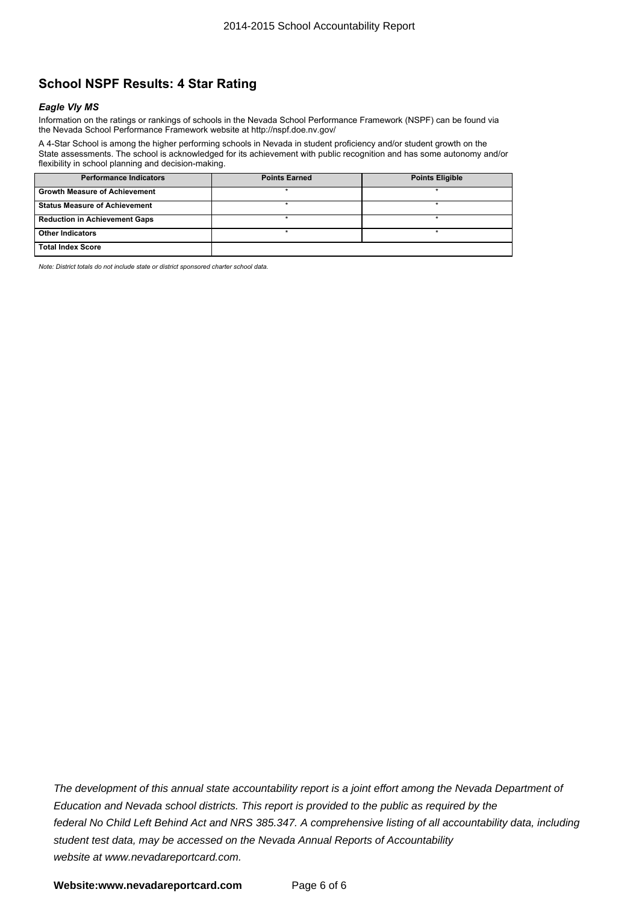## School NSPF Results: 4 Star Rating

***Eagle Vly MS***

Information on the ratings or rankings of schools in the Nevada School Performance Framework (NSPF) can be found via the Nevada School Performance Framework website at http://nspf.doe.nv.gov/

A 4-Star School is among the higher performing schools in Nevada in student proficiency and/or student growth on the State assessments. The school is acknowledged for its achievement with public recognition and has some autonomy and/or flexibility in school planning and decision-making.

| Performance Indicators | Points Earned | Points Eligible |
|---|---|---|
| **Growth Measure of Achievement** | * | * |
| **Status Measure of Achievement** | * | * |
| **Reduction in Achievement Gaps** | * | * |
| **Other Indicators** | * | * |
| **Total Index Score** | | |

*Note: District totals do not include state or district sponsored charter school data.*

*The development of this annual state accountability report is a joint effort among the Nevada Department of Education and Nevada school districts. This report is provided to the public as required by the federal No Child Left Behind Act and NRS 385.347. A comprehensive listing of all accountability data, including student test data, may be accessed on the Nevada Annual Reports of Accountability website at www.nevadareportcard.com.*